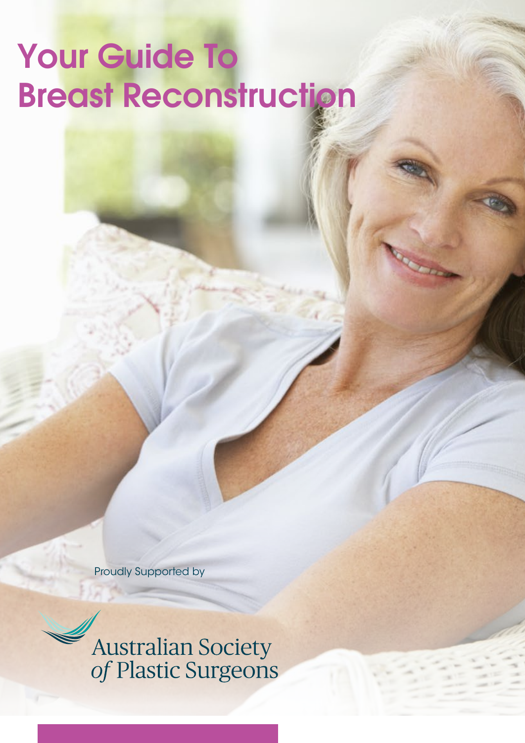# Your Guide To Breast Reconstruction

Proudly Supported by

Australian Society *of* Plastic Surgeons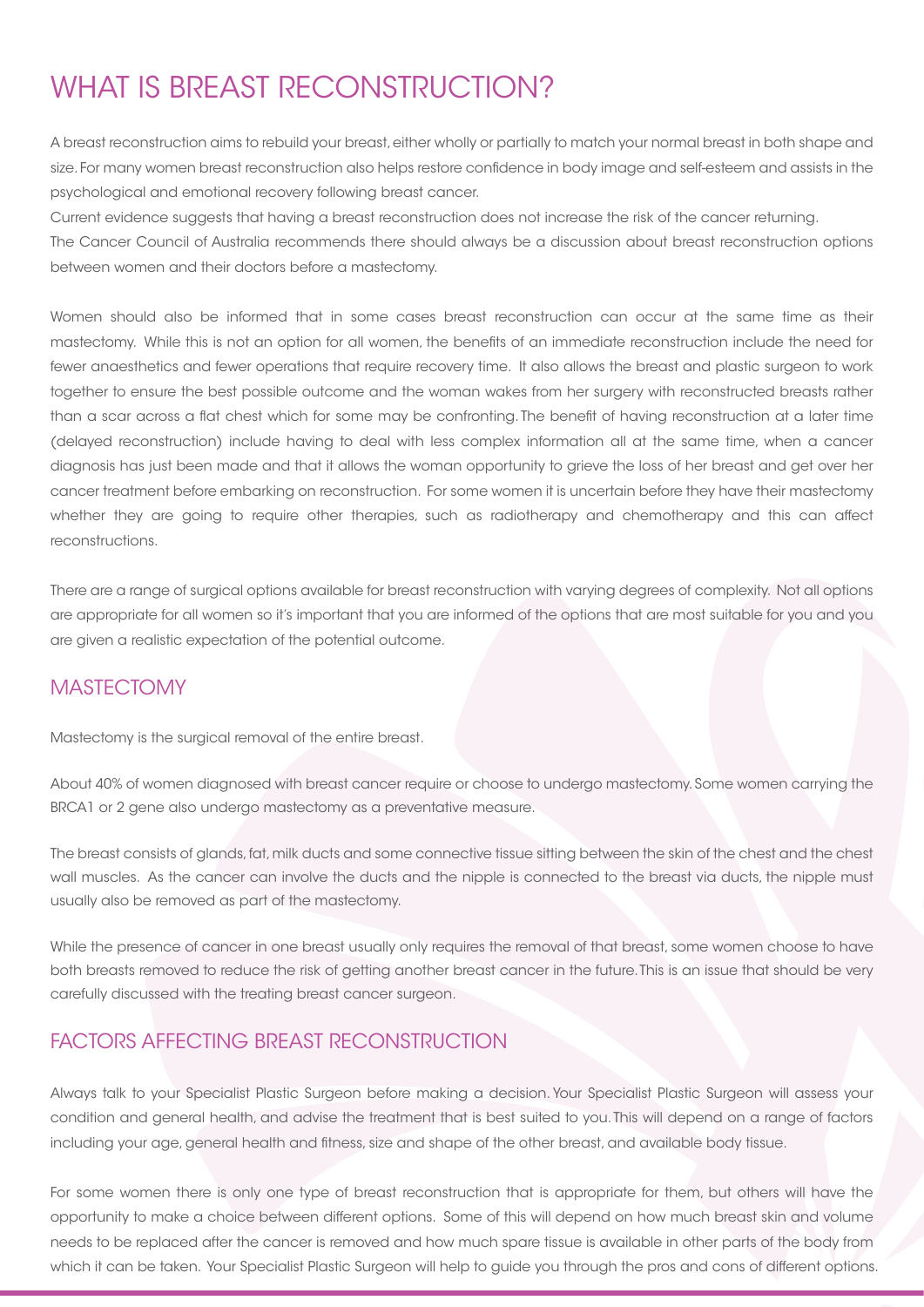# WHAT IS BREAST RECONSTRUCTION?

A breast reconstruction aims to rebuild your breast, either wholly or partially to match your normal breast in both shape and size. For many women breast reconstruction also helps restore confidence in body image and self-esteem and assists in the psychological and emotional recovery following breast cancer.

Current evidence suggests that having a breast reconstruction does not increase the risk of the cancer returning.

The Cancer Council of Australia recommends there should always be a discussion about breast reconstruction options between women and their doctors before a mastectomy.

Women should also be informed that in some cases breast reconstruction can occur at the same time as their mastectomy. While this is not an option for all women, the benefits of an immediate reconstruction include the need for fewer anaesthetics and fewer operations that require recovery time. It also allows the breast and plastic surgeon to work together to ensure the best possible outcome and the woman wakes from her surgery with reconstructed breasts rather than a scar across a flat chest which for some may be confronting. The benefit of having reconstruction at a later time (delayed reconstruction) include having to deal with less complex information all at the same time, when a cancer diagnosis has just been made and that it allows the woman opportunity to grieve the loss of her breast and get over her cancer treatment before embarking on reconstruction. For some women it is uncertain before they have their mastectomy whether they are going to require other therapies, such as radiotherapy and chemotherapy and this can affect reconstructions.

There are a range of surgical options available for breast reconstruction with varying degrees of complexity. Not all options are appropriate for all women so it's important that you are informed of the options that are most suitable for you and you are given a realistic expectation of the potential outcome.

## MASTECTOMY

Mastectomy is the surgical removal of the entire breast.

About 40% of women diagnosed with breast cancer require or choose to undergo mastectomy. Some women carrying the BRCA1 or 2 gene also undergo mastectomy as a preventative measure.

The breast consists of glands, fat, milk ducts and some connective tissue sitting between the skin of the chest and the chest wall muscles. As the cancer can involve the ducts and the nipple is connected to the breast via ducts, the nipple must usually also be removed as part of the mastectomy.

While the presence of cancer in one breast usually only requires the removal of that breast, some women choose to have both breasts removed to reduce the risk of getting another breast cancer in the future. This is an issue that should be very carefully discussed with the treating breast cancer surgeon.

## FACTORS AFFECTING BREAST RECONSTRUCTION

Always talk to your Specialist Plastic Surgeon before making a decision. Your Specialist Plastic Surgeon will assess your condition and general health, and advise the treatment that is best suited to you. This will depend on a range of factors including your age, general health and fitness, size and shape of the other breast, and available body tissue.

For some women there is only one type of breast reconstruction that is appropriate for them, but others will have the opportunity to make a choice between different options. Some of this will depend on how much breast skin and volume needs to be replaced after the cancer is removed and how much spare tissue is available in other parts of the body from which it can be taken. Your Specialist Plastic Surgeon will help to guide you through the pros and cons of different options.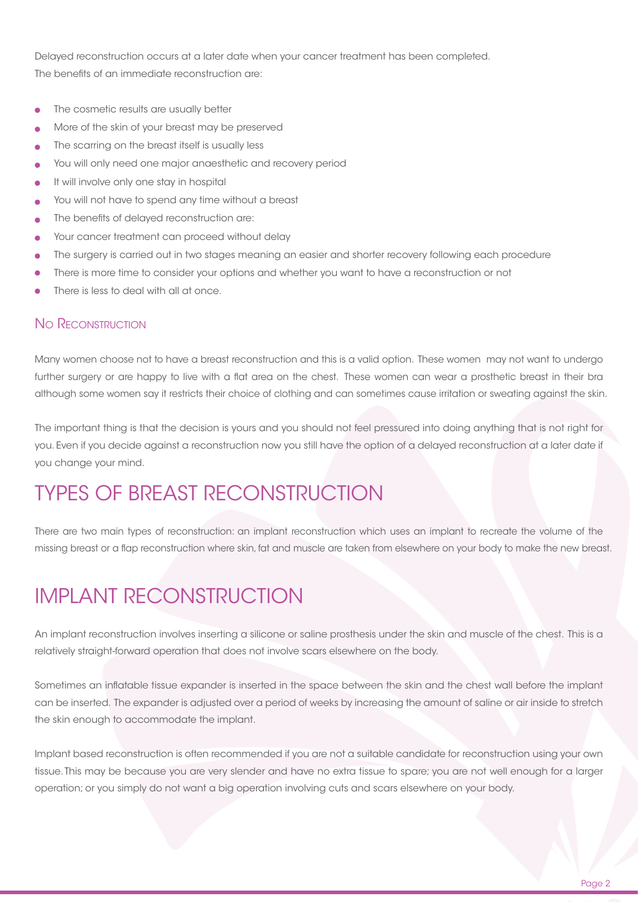Delayed reconstruction occurs at a later date when your cancer treatment has been completed.
The benefits of an immediate reconstruction are:

- The cosmetic results are usually better
- More of the skin of your breast may be preserved
- The scarring on the breast itself is usually less
- You will only need one major anaesthetic and recovery period
- It will involve only one stay in hospital
- You will not have to spend any time without a breast
- The benefits of delayed reconstruction are:
- Your cancer treatment can proceed without delay
- The surgery is carried out in two stages meaning an easier and shorter recovery following each procedure
- There is more time to consider your options and whether you want to have a reconstruction or not
- There is less to deal with all at once.

### No Reconstruction

Many women choose not to have a breast reconstruction and this is a valid option. These women may not want to undergo further surgery or are happy to live with a flat area on the chest. These women can wear a prosthetic breast in their bra although some women say it restricts their choice of clothing and can sometimes cause irritation or sweating against the skin.

The important thing is that the decision is yours and you should not feel pressured into doing anything that is not right for you. Even if you decide against a reconstruction now you still have the option of a delayed reconstruction at a later date if you change your mind.

## TYPES OF BREAST RECONSTRUCTION

There are two main types of reconstruction: an implant reconstruction which uses an implant to recreate the volume of the missing breast or a flap reconstruction where skin, fat and muscle are taken from elsewhere on your body to make the new breast.

## IMPLANT RECONSTRUCTION

An implant reconstruction involves inserting a silicone or saline prosthesis under the skin and muscle of the chest. This is a relatively straight-forward operation that does not involve scars elsewhere on the body.

Sometimes an inflatable tissue expander is inserted in the space between the skin and the chest wall before the implant can be inserted. The expander is adjusted over a period of weeks by increasing the amount of saline or air inside to stretch the skin enough to accommodate the implant.

Implant based reconstruction is often recommended if you are not a suitable candidate for reconstruction using your own tissue. This may be because you are very slender and have no extra tissue to spare; you are not well enough for a larger operation; or you simply do not want a big operation involving cuts and scars elsewhere on your body.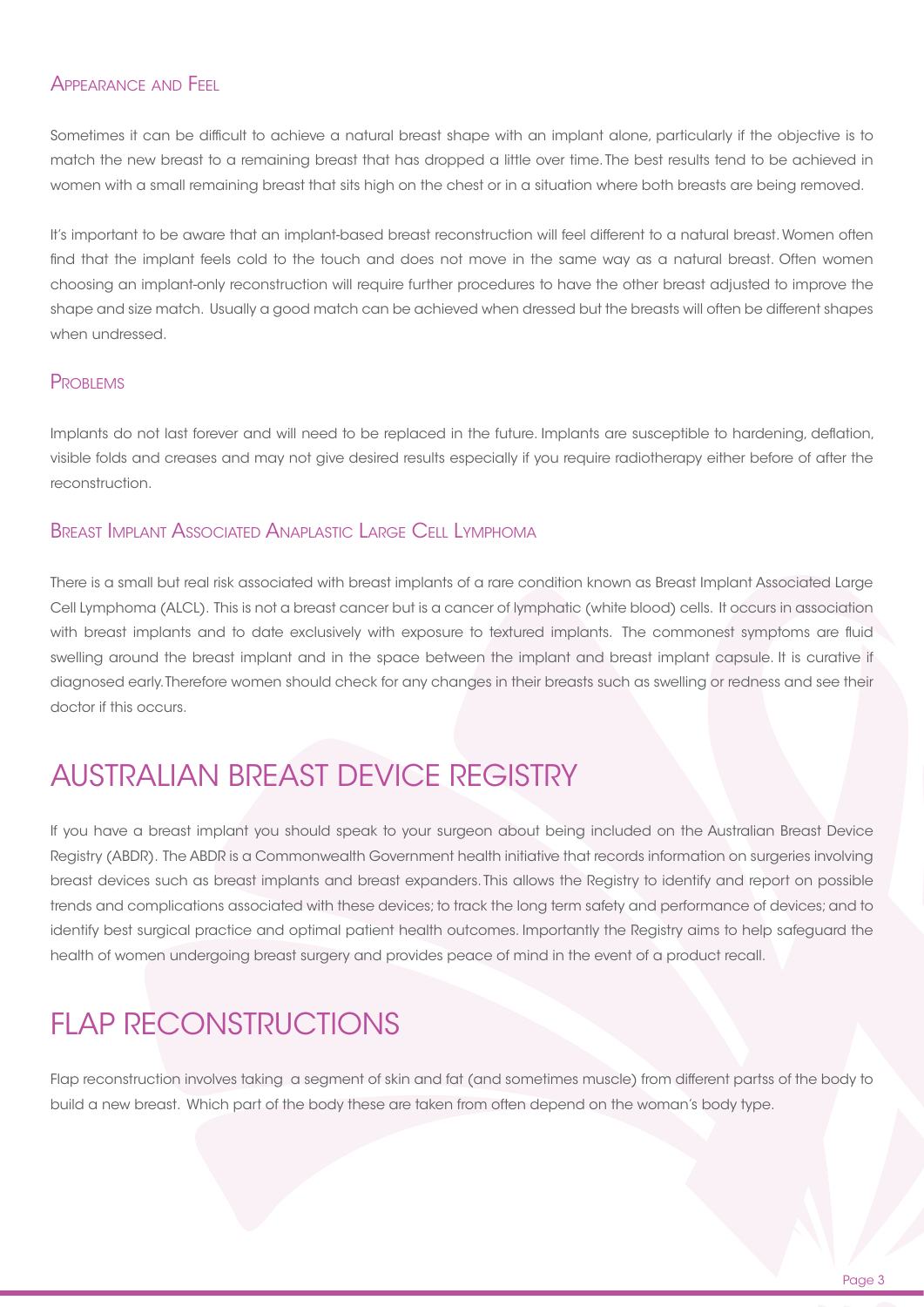### Appearance and Feel

Sometimes it can be difficult to achieve a natural breast shape with an implant alone, particularly if the objective is to match the new breast to a remaining breast that has dropped a little over time. The best results tend to be achieved in women with a small remaining breast that sits high on the chest or in a situation where both breasts are being removed.

It's important to be aware that an implant-based breast reconstruction will feel different to a natural breast. Women often find that the implant feels cold to the touch and does not move in the same way as a natural breast. Often women choosing an implant-only reconstruction will require further procedures to have the other breast adjusted to improve the shape and size match. Usually a good match can be achieved when dressed but the breasts will often be different shapes when undressed.

### Problems

Implants do not last forever and will need to be replaced in the future. Implants are susceptible to hardening, deflation, visible folds and creases and may not give desired results especially if you require radiotherapy either before of after the reconstruction.

### Breast Implant Associated Anaplastic Large Cell Lymphoma

There is a small but real risk associated with breast implants of a rare condition known as Breast Implant Associated Large Cell Lymphoma (ALCL). This is not a breast cancer but is a cancer of lymphatic (white blood) cells. It occurs in association with breast implants and to date exclusively with exposure to textured implants. The commonest symptoms are fluid swelling around the breast implant and in the space between the implant and breast implant capsule. It is curative if diagnosed early. Therefore women should check for any changes in their breasts such as swelling or redness and see their doctor if this occurs.

## AUSTRALIAN BREAST DEVICE REGISTRY

If you have a breast implant you should speak to your surgeon about being included on the Australian Breast Device Registry (ABDR). The ABDR is a Commonwealth Government health initiative that records information on surgeries involving breast devices such as breast implants and breast expanders. This allows the Registry to identify and report on possible trends and complications associated with these devices; to track the long term safety and performance of devices; and to identify best surgical practice and optimal patient health outcomes. Importantly the Registry aims to help safeguard the health of women undergoing breast surgery and provides peace of mind in the event of a product recall.

## FLAP RECONSTRUCTIONS

Flap reconstruction involves taking a segment of skin and fat (and sometimes muscle) from different partss of the body to build a new breast. Which part of the body these are taken from often depend on the woman's body type.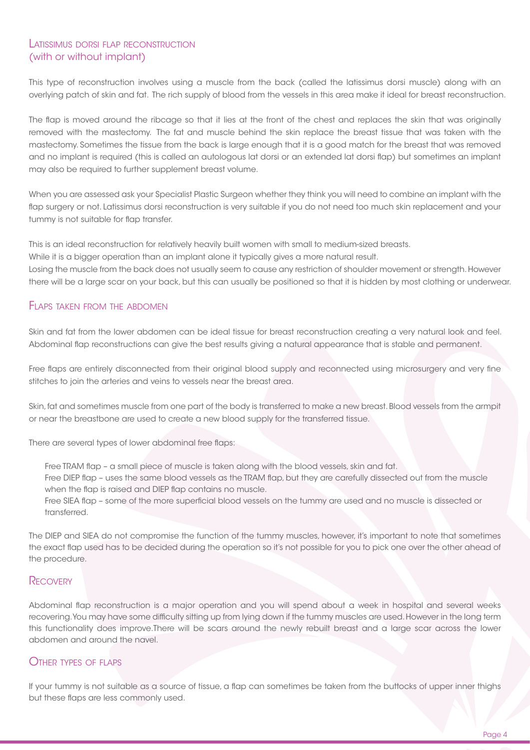## Latissimus dorsi flap reconstruction (with or without implant)

This type of reconstruction involves using a muscle from the back (called the latissimus dorsi muscle) along with an overlying patch of skin and fat. The rich supply of blood from the vessels in this area make it ideal for breast reconstruction.

The flap is moved around the ribcage so that it lies at the front of the chest and replaces the skin that was originally removed with the mastectomy. The fat and muscle behind the skin replace the breast tissue that was taken with the mastectomy. Sometimes the tissue from the back is large enough that it is a good match for the breast that was removed and no implant is required (this is called an autologous lat dorsi or an extended lat dorsi flap) but sometimes an implant may also be required to further supplement breast volume.

When you are assessed ask your Specialist Plastic Surgeon whether they think you will need to combine an implant with the flap surgery or not. Latissimus dorsi reconstruction is very suitable if you do not need too much skin replacement and your tummy is not suitable for flap transfer.

This is an ideal reconstruction for relatively heavily built women with small to medium-sized breasts.
While it is a bigger operation than an implant alone it typically gives a more natural result.
Losing the muscle from the back does not usually seem to cause any restriction of shoulder movement or strength. However there will be a large scar on your back, but this can usually be positioned so that it is hidden by most clothing or underwear.

## Flaps taken from the abdomen

Skin and fat from the lower abdomen can be ideal tissue for breast reconstruction creating a very natural look and feel. Abdominal flap reconstructions can give the best results giving a natural appearance that is stable and permanent.

Free flaps are entirely disconnected from their original blood supply and reconnected using microsurgery and very fine stitches to join the arteries and veins to vessels near the breast area.

Skin, fat and sometimes muscle from one part of the body is transferred to make a new breast. Blood vessels from the armpit or near the breastbone are used to create a new blood supply for the transferred tissue.

There are several types of lower abdominal free flaps:

- Free TRAM flap – a small piece of muscle is taken along with the blood vessels, skin and fat.
- Free DIEP flap – uses the same blood vessels as the TRAM flap, but they are carefully dissected out from the muscle when the flap is raised and DIEP flap contains no muscle.
- Free SIEA flap – some of the more superficial blood vessels on the tummy are used and no muscle is dissected or transferred.

The DIEP and SIEA do not compromise the function of the tummy muscles, however, it's important to note that sometimes the exact flap used has to be decided during the operation so it's not possible for you to pick one over the other ahead of the procedure.

## Recovery

Abdominal flap reconstruction is a major operation and you will spend about a week in hospital and several weeks recovering. You may have some difficulty sitting up from lying down if the tummy muscles are used. However in the long term this functionality does improve.There will be scars around the newly rebuilt breast and a large scar across the lower abdomen and around the navel.

## Other types of flaps

If your tummy is not suitable as a source of tissue, a flap can sometimes be taken from the buttocks of upper inner thighs but these flaps are less commonly used.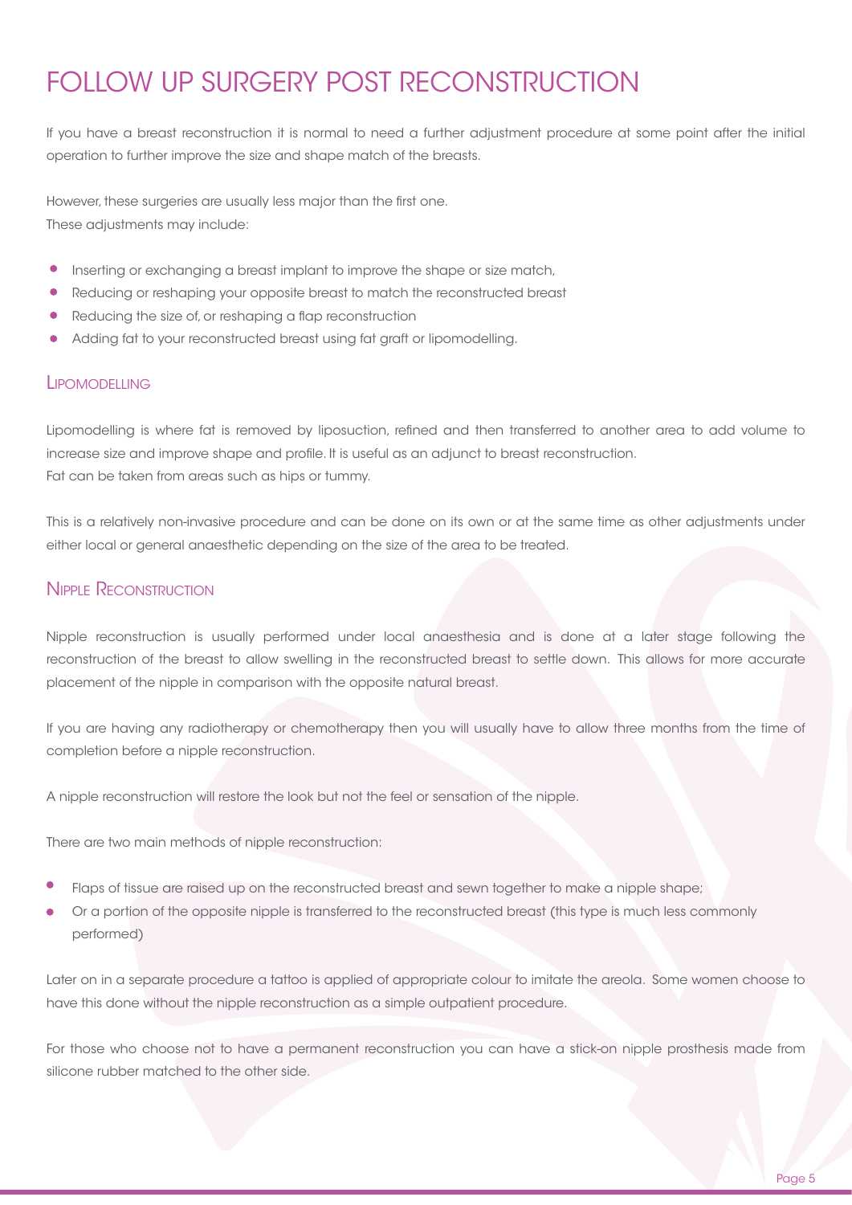# FOLLOW UP SURGERY POST RECONSTRUCTION

If you have a breast reconstruction it is normal to need a further adjustment procedure at some point after the initial operation to further improve the size and shape match of the breasts.

However, these surgeries are usually less major than the first one.
These adjustments may include:

- Inserting or exchanging a breast implant to improve the shape or size match,
- Reducing or reshaping your opposite breast to match the reconstructed breast
- Reducing the size of, or reshaping a flap reconstruction
- Adding fat to your reconstructed breast using fat graft or lipomodelling.

## Lipomodelling

Lipomodelling is where fat is removed by liposuction, refined and then transferred to another area to add volume to increase size and improve shape and profile. It is useful as an adjunct to breast reconstruction.
Fat can be taken from areas such as hips or tummy.

This is a relatively non-invasive procedure and can be done on its own or at the same time as other adjustments under either local or general anaesthetic depending on the size of the area to be treated.

## Nipple Reconstruction

Nipple reconstruction is usually performed under local anaesthesia and is done at a later stage following the reconstruction of the breast to allow swelling in the reconstructed breast to settle down. This allows for more accurate placement of the nipple in comparison with the opposite natural breast.

If you are having any radiotherapy or chemotherapy then you will usually have to allow three months from the time of completion before a nipple reconstruction.

A nipple reconstruction will restore the look but not the feel or sensation of the nipple.

There are two main methods of nipple reconstruction:

- Flaps of tissue are raised up on the reconstructed breast and sewn together to make a nipple shape;
- Or a portion of the opposite nipple is transferred to the reconstructed breast (this type is much less commonly performed)

Later on in a separate procedure a tattoo is applied of appropriate colour to imitate the areola. Some women choose to have this done without the nipple reconstruction as a simple outpatient procedure.

For those who choose not to have a permanent reconstruction you can have a stick-on nipple prosthesis made from silicone rubber matched to the other side.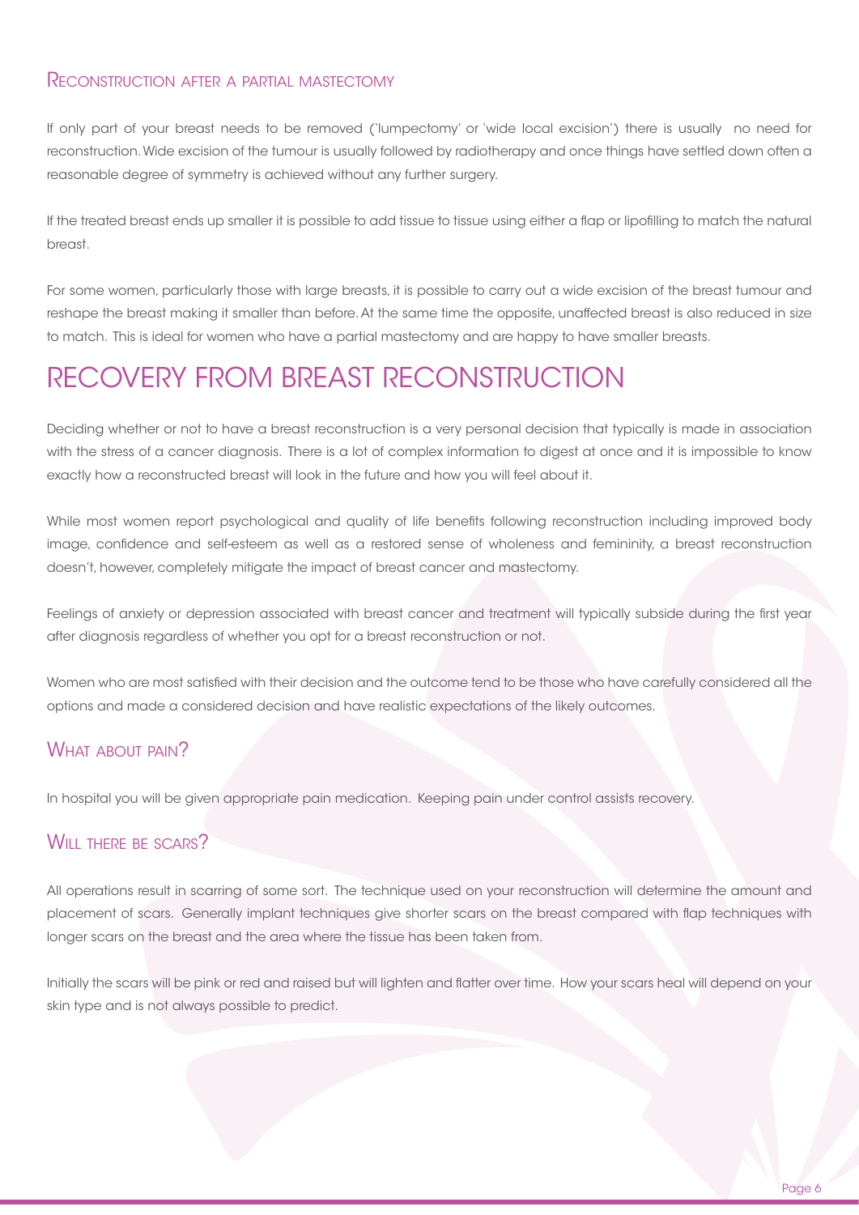### Reconstruction after a partial mastectomy

If only part of your breast needs to be removed ('lumpectomy' or 'wide local excision') there is usually no need for reconstruction. Wide excision of the tumour is usually followed by radiotherapy and once things have settled down often a reasonable degree of symmetry is achieved without any further surgery.

If the treated breast ends up smaller it is possible to add tissue to tissue using either a flap or lipofilling to match the natural breast.

For some women, particularly those with large breasts, it is possible to carry out a wide excision of the breast tumour and reshape the breast making it smaller than before. At the same time the opposite, unaffected breast is also reduced in size to match. This is ideal for women who have a partial mastectomy and are happy to have smaller breasts.

## RECOVERY FROM BREAST RECONSTRUCTION

Deciding whether or not to have a breast reconstruction is a very personal decision that typically is made in association with the stress of a cancer diagnosis. There is a lot of complex information to digest at once and it is impossible to know exactly how a reconstructed breast will look in the future and how you will feel about it.

While most women report psychological and quality of life benefits following reconstruction including improved body image, confidence and self-esteem as well as a restored sense of wholeness and femininity, a breast reconstruction doesn't, however, completely mitigate the impact of breast cancer and mastectomy.

Feelings of anxiety or depression associated with breast cancer and treatment will typically subside during the first year after diagnosis regardless of whether you opt for a breast reconstruction or not.

Women who are most satisfied with their decision and the outcome tend to be those who have carefully considered all the options and made a considered decision and have realistic expectations of the likely outcomes.

### What about pain?

In hospital you will be given appropriate pain medication. Keeping pain under control assists recovery.

### Will there be scars?

All operations result in scarring of some sort. The technique used on your reconstruction will determine the amount and placement of scars. Generally implant techniques give shorter scars on the breast compared with flap techniques with longer scars on the breast and the area where the tissue has been taken from.

Initially the scars will be pink or red and raised but will lighten and flatter over time. How your scars heal will depend on your skin type and is not always possible to predict.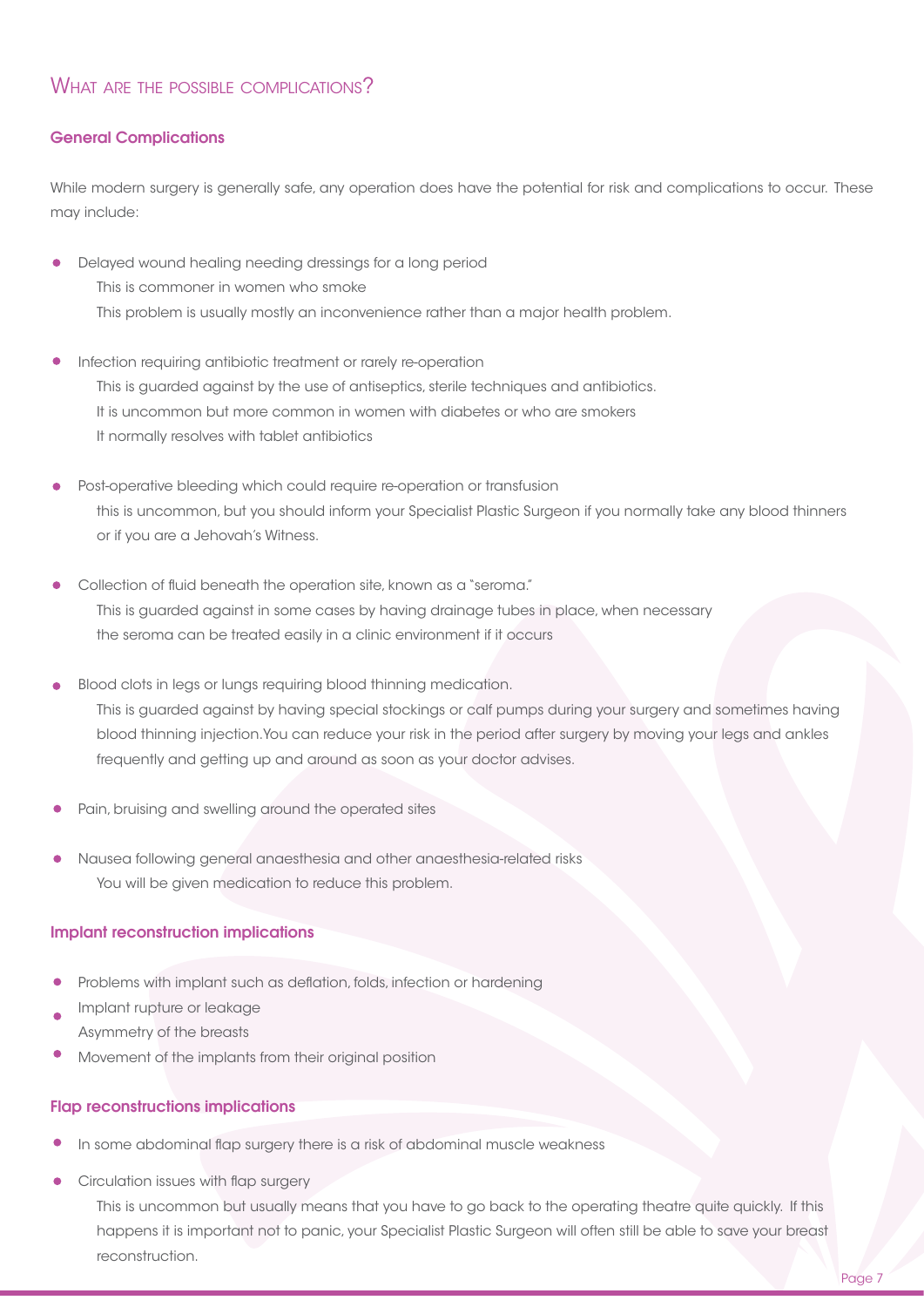## What are the possible complications?

### General Complications

While modern surgery is generally safe, any operation does have the potential for risk and complications to occur. These may include:

- Delayed wound healing needing dressings for a long period
  This is commoner in women who smoke
  This problem is usually mostly an inconvenience rather than a major health problem.
- Infection requiring antibiotic treatment or rarely re-operation
  This is guarded against by the use of antiseptics, sterile techniques and antibiotics.
  It is uncommon but more common in women with diabetes or who are smokers
  It normally resolves with tablet antibiotics
- Post-operative bleeding which could require re-operation or transfusion
  this is uncommon, but you should inform your Specialist Plastic Surgeon if you normally take any blood thinners or if you are a Jehovah's Witness.
- Collection of fluid beneath the operation site, known as a "seroma."
  This is guarded against in some cases by having drainage tubes in place, when necessary
  the seroma can be treated easily in a clinic environment if it occurs
- Blood clots in legs or lungs requiring blood thinning medication.
  This is guarded against by having special stockings or calf pumps during your surgery and sometimes having blood thinning injection.You can reduce your risk in the period after surgery by moving your legs and ankles frequently and getting up and around as soon as your doctor advises.
- Pain, bruising and swelling around the operated sites
- Nausea following general anaesthesia and other anaesthesia-related risks
  You will be given medication to reduce this problem.

### Implant reconstruction implications

- Problems with implant such as deflation, folds, infection or hardening
- Implant rupture or leakage
  Asymmetry of the breasts
- Movement of the implants from their original position

### Flap reconstructions implications

- In some abdominal flap surgery there is a risk of abdominal muscle weakness
- Circulation issues with flap surgery
  This is uncommon but usually means that you have to go back to the operating theatre quite quickly. If this happens it is important not to panic, your Specialist Plastic Surgeon will often still be able to save your breast reconstruction.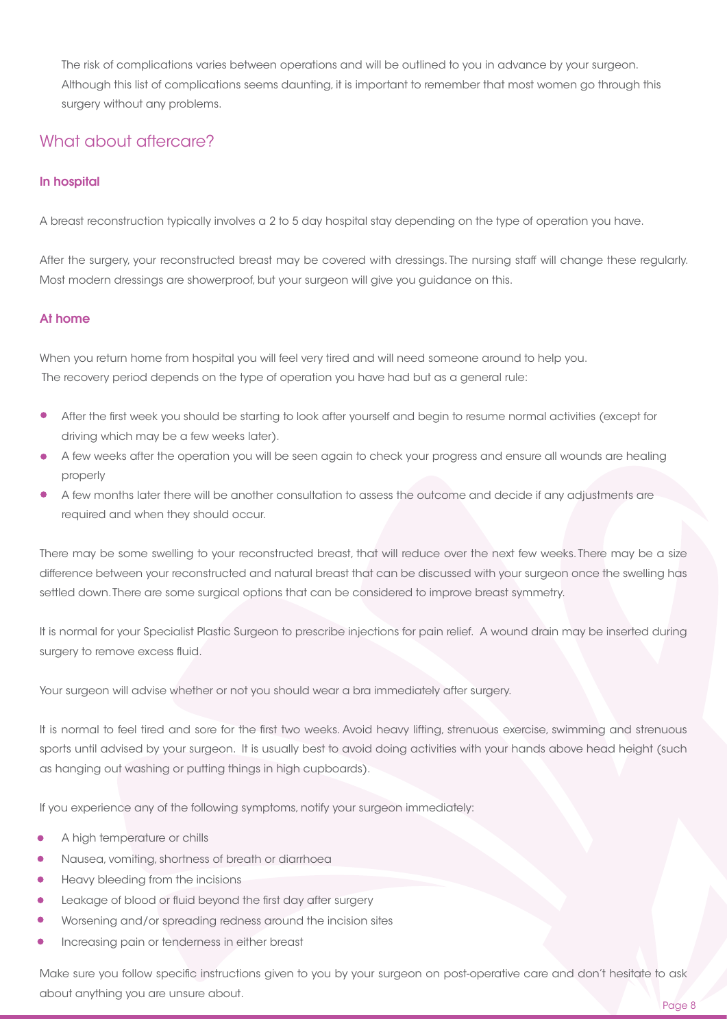The risk of complications varies between operations and will be outlined to you in advance by your surgeon. Although this list of complications seems daunting, it is important to remember that most women go through this surgery without any problems.

## What about aftercare?

### In hospital

A breast reconstruction typically involves a 2 to 5 day hospital stay depending on the type of operation you have.

After the surgery, your reconstructed breast may be covered with dressings. The nursing staff will change these regularly. Most modern dressings are showerproof, but your surgeon will give you guidance on this.

### At home

When you return home from hospital you will feel very tired and will need someone around to help you. The recovery period depends on the type of operation you have had but as a general rule:

- After the first week you should be starting to look after yourself and begin to resume normal activities (except for driving which may be a few weeks later).
- A few weeks after the operation you will be seen again to check your progress and ensure all wounds are healing properly
- A few months later there will be another consultation to assess the outcome and decide if any adjustments are required and when they should occur.

There may be some swelling to your reconstructed breast, that will reduce over the next few weeks. There may be a size difference between your reconstructed and natural breast that can be discussed with your surgeon once the swelling has settled down. There are some surgical options that can be considered to improve breast symmetry.

It is normal for your Specialist Plastic Surgeon to prescribe injections for pain relief. A wound drain may be inserted during surgery to remove excess fluid.

Your surgeon will advise whether or not you should wear a bra immediately after surgery.

It is normal to feel tired and sore for the first two weeks. Avoid heavy lifting, strenuous exercise, swimming and strenuous sports until advised by your surgeon. It is usually best to avoid doing activities with your hands above head height (such as hanging out washing or putting things in high cupboards).

If you experience any of the following symptoms, notify your surgeon immediately:

- A high temperature or chills
- Nausea, vomiting, shortness of breath or diarrhoea
- Heavy bleeding from the incisions
- Leakage of blood or fluid beyond the first day after surgery
- Worsening and/or spreading redness around the incision sites
- Increasing pain or tenderness in either breast

Make sure you follow specific instructions given to you by your surgeon on post-operative care and don't hesitate to ask about anything you are unsure about.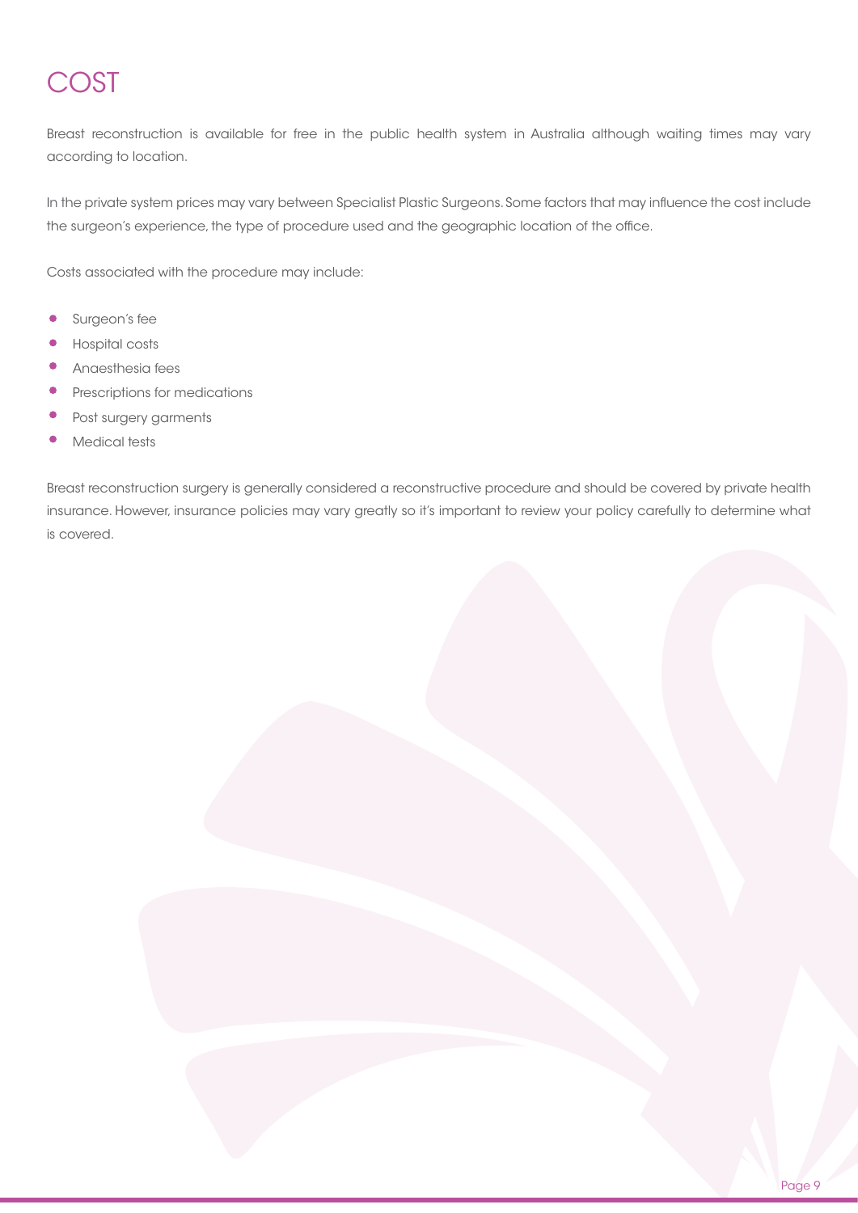# COST

Breast reconstruction is available for free in the public health system in Australia although waiting times may vary according to location.

In the private system prices may vary between Specialist Plastic Surgeons. Some factors that may influence the cost include the surgeon's experience, the type of procedure used and the geographic location of the office.

Costs associated with the procedure may include:

- Surgeon's fee
- Hospital costs
- Anaesthesia fees
- Prescriptions for medications
- Post surgery garments
- Medical tests

Breast reconstruction surgery is generally considered a reconstructive procedure and should be covered by private health insurance. However, insurance policies may vary greatly so it's important to review your policy carefully to determine what is covered.